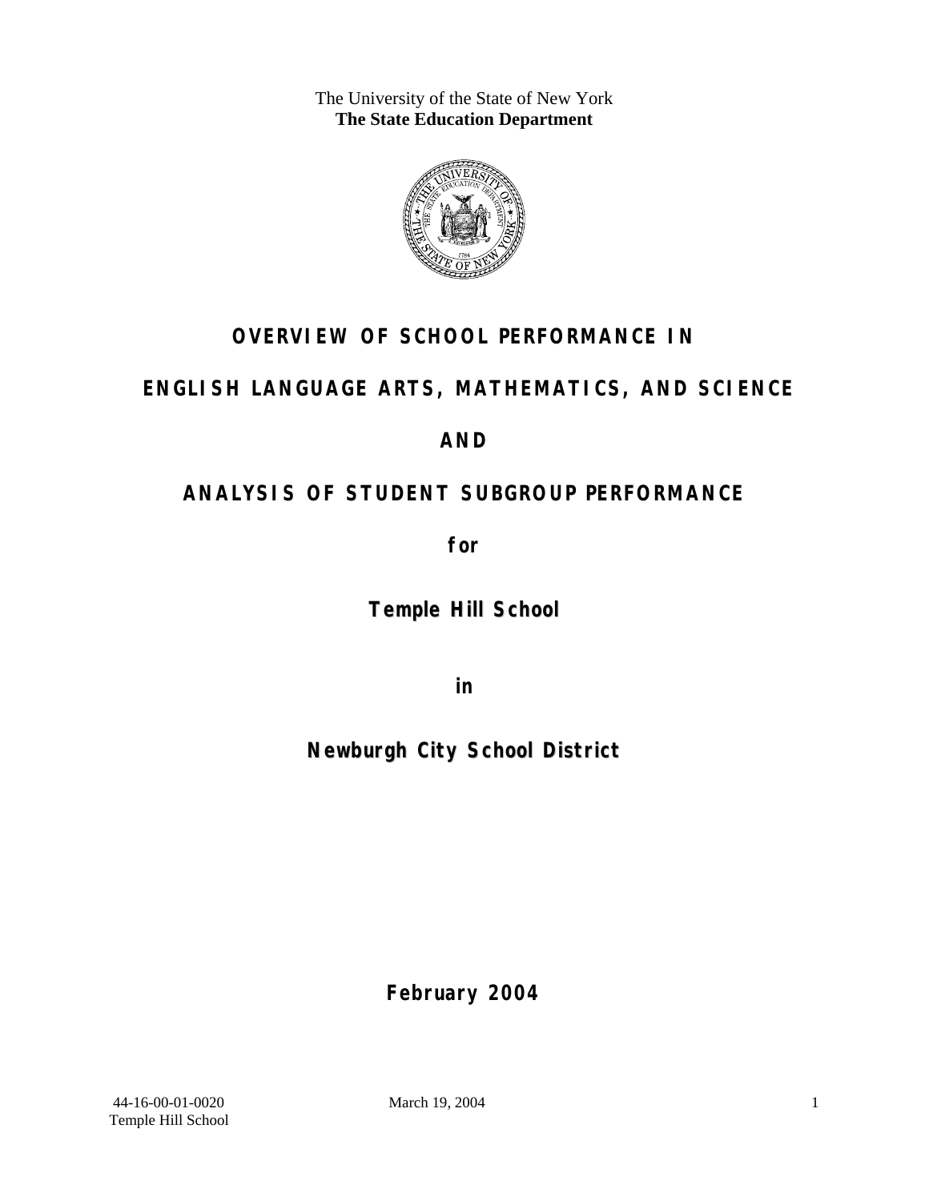The University of the State of New York
**The State Education Department**

# OVERVIEW OF SCHOOL PERFORMANCE IN ENGLISH LANGUAGE ARTS, MATHEMATICS, AND SCIENCE

# AND

# ANALYSIS OF STUDENT SUBGROUP PERFORMANCE

**for**

## Temple Hill School

**in**

## Newburgh City School District

**February 2004**

44-16-00-01-0020
Temple Hill School

March 19, 2004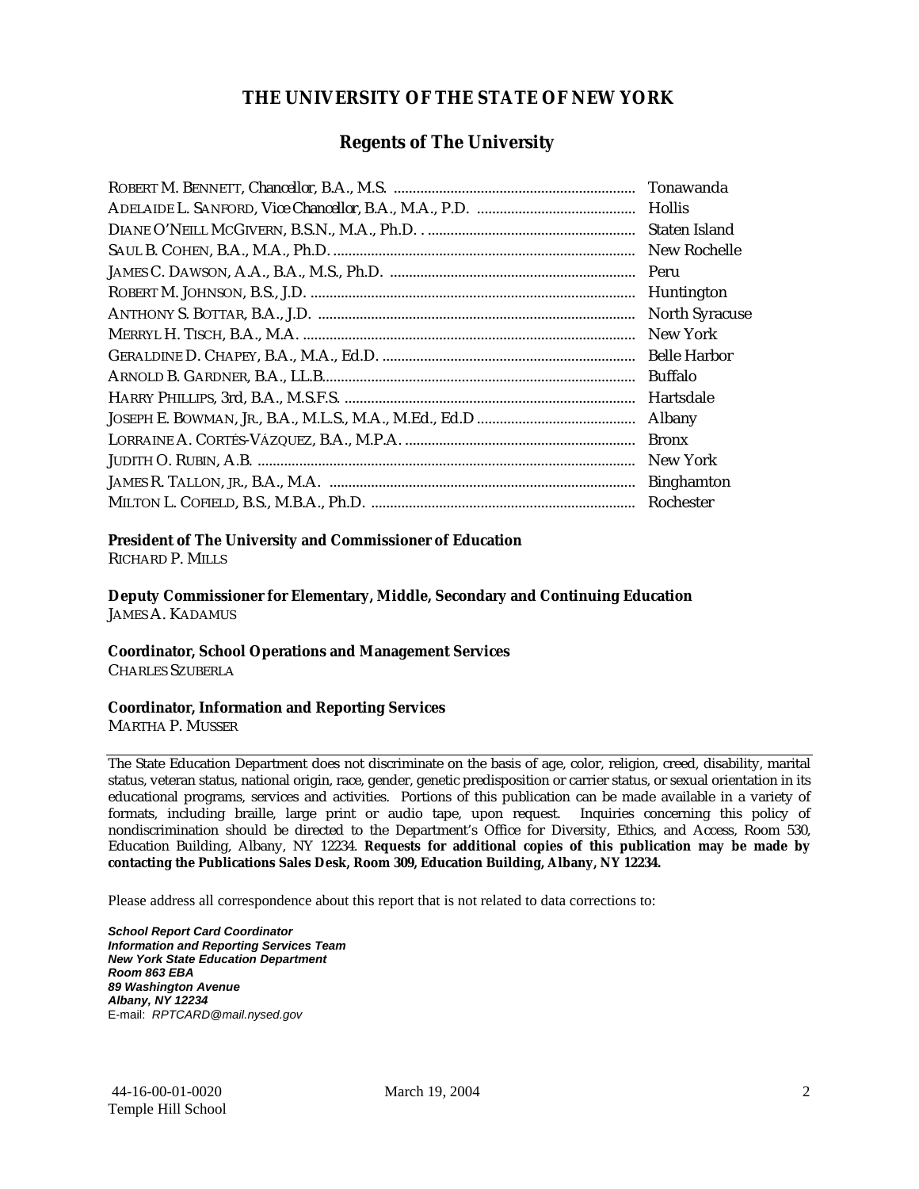# THE UNIVERSITY OF THE STATE OF NEW YORK

## Regents of The University

| | |
|---|---|
| ROBERT M. BENNETT, *Chancellor*, B.A., M.S. | Tonawanda |
| ADELAIDE L. SANFORD, *Vice Chancellor*, B.A., M.A., P.D. | Hollis |
| DIANE O'NEILL MCGIVERN, B.S.N., M.A., Ph.D. | Staten Island |
| SAUL B. COHEN, B.A., M.A., Ph.D. | New Rochelle |
| JAMES C. DAWSON, A.A., B.A., M.S., Ph.D. | Peru |
| ROBERT M. JOHNSON, B.S., J.D. | Huntington |
| ANTHONY S. BOTTAR, B.A., J.D. | North Syracuse |
| MERRYL H. TISCH, B.A., M.A. | New York |
| GERALDINE D. CHAPEY, B.A., M.A., Ed.D. | Belle Harbor |
| ARNOLD B. GARDNER, B.A., LL.B. | Buffalo |
| HARRY PHILLIPS, 3rd, B.A., M.S.F.S. | Hartsdale |
| JOSEPH E. BOWMAN, JR., B.A., M.L.S., M.A., M.Ed., Ed.D | Albany |
| LORRAINE A. CORTÉS-VÁZQUEZ, B.A., M.P.A. | Bronx |
| JUDITH O. RUBIN, A.B. | New York |
| JAMES R. TALLON, JR., B.A., M.A. | Binghamton |
| MILTON L. COFIELD, B.S., M.B.A., Ph.D. | Rochester |

**President of The University and Commissioner of Education**
RICHARD P. MILLS

**Deputy Commissioner for Elementary, Middle, Secondary and Continuing Education**
JAMES A. KADAMUS

**Coordinator, School Operations and Management Services**
CHARLES SZUBERLA

**Coordinator, Information and Reporting Services**
MARTHA P. MUSSER

---

The State Education Department does not discriminate on the basis of age, color, religion, creed, disability, marital status, veteran status, national origin, race, gender, genetic predisposition or carrier status, or sexual orientation in its educational programs, services and activities. Portions of this publication can be made available in a variety of formats, including braille, large print or audio tape, upon request. Inquiries concerning this policy of nondiscrimination should be directed to the Department's Office for Diversity, Ethics, and Access, Room 530, Education Building, Albany, NY 12234. **Requests for additional copies of this publication may be made by contacting the Publications Sales Desk, Room 309, Education Building, Albany, NY 12234.**

Please address all correspondence about this report that is not related to data corrections to:

***School Report Card Coordinator***
***Information and Reporting Services Team***
***New York State Education Department***
***Room 863 EBA***
***89 Washington Avenue***
***Albany, NY 12234***
E-mail: *RPTCARD@mail.nysed.gov*

44-16-00-01-0020
Temple Hill School

March 19, 2004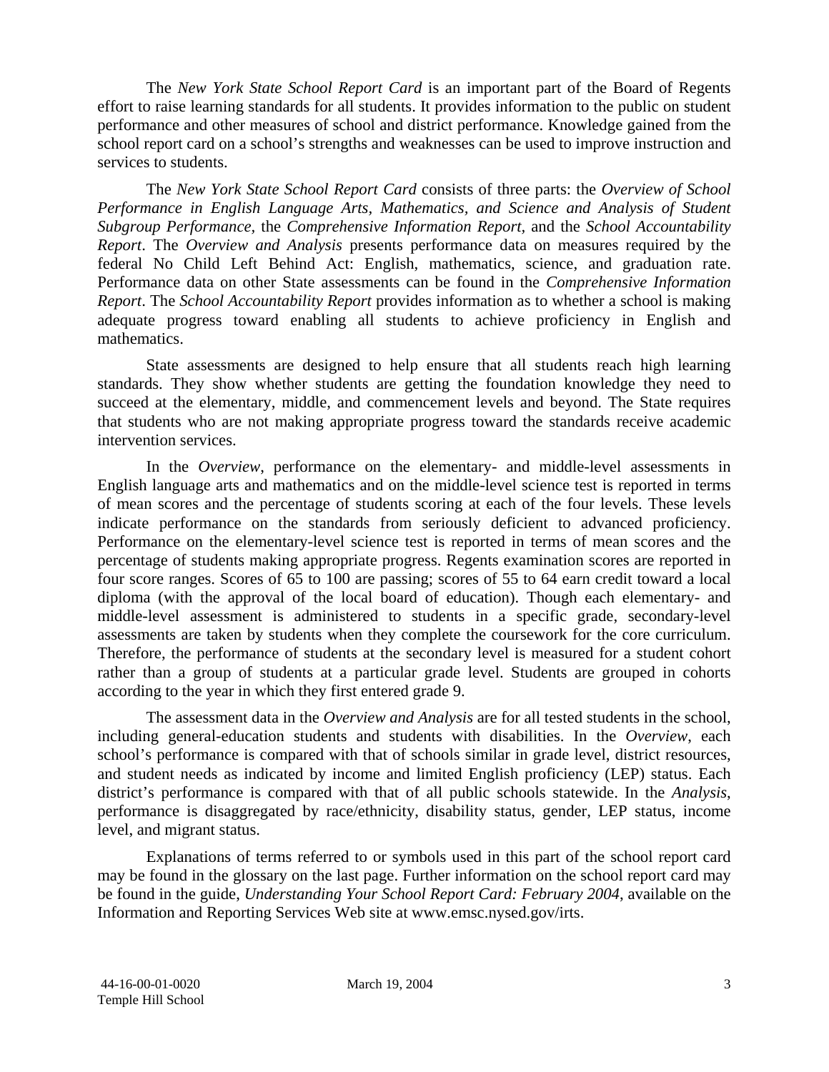The *New York State School Report Card* is an important part of the Board of Regents effort to raise learning standards for all students. It provides information to the public on student performance and other measures of school and district performance. Knowledge gained from the school report card on a school's strengths and weaknesses can be used to improve instruction and services to students.

The *New York State School Report Card* consists of three parts: the *Overview of School Performance in English Language Arts, Mathematics, and Science and Analysis of Student Subgroup Performance,* the *Comprehensive Information Report,* and the *School Accountability Report*. The *Overview and Analysis* presents performance data on measures required by the federal No Child Left Behind Act: English, mathematics, science, and graduation rate. Performance data on other State assessments can be found in the *Comprehensive Information Report*. The *School Accountability Report* provides information as to whether a school is making adequate progress toward enabling all students to achieve proficiency in English and mathematics.

State assessments are designed to help ensure that all students reach high learning standards. They show whether students are getting the foundation knowledge they need to succeed at the elementary, middle, and commencement levels and beyond. The State requires that students who are not making appropriate progress toward the standards receive academic intervention services.

In the *Overview*, performance on the elementary- and middle-level assessments in English language arts and mathematics and on the middle-level science test is reported in terms of mean scores and the percentage of students scoring at each of the four levels. These levels indicate performance on the standards from seriously deficient to advanced proficiency. Performance on the elementary-level science test is reported in terms of mean scores and the percentage of students making appropriate progress. Regents examination scores are reported in four score ranges. Scores of 65 to 100 are passing; scores of 55 to 64 earn credit toward a local diploma (with the approval of the local board of education). Though each elementary- and middle-level assessment is administered to students in a specific grade, secondary-level assessments are taken by students when they complete the coursework for the core curriculum. Therefore, the performance of students at the secondary level is measured for a student cohort rather than a group of students at a particular grade level. Students are grouped in cohorts according to the year in which they first entered grade 9.

The assessment data in the *Overview and Analysis* are for all tested students in the school, including general-education students and students with disabilities. In the *Overview*, each school's performance is compared with that of schools similar in grade level, district resources, and student needs as indicated by income and limited English proficiency (LEP) status. Each district's performance is compared with that of all public schools statewide. In the *Analysis*, performance is disaggregated by race/ethnicity, disability status, gender, LEP status, income level, and migrant status.

Explanations of terms referred to or symbols used in this part of the school report card may be found in the glossary on the last page. Further information on the school report card may be found in the guide, *Understanding Your School Report Card: February 2004*, available on the Information and Reporting Services Web site at www.emsc.nysed.gov/irts.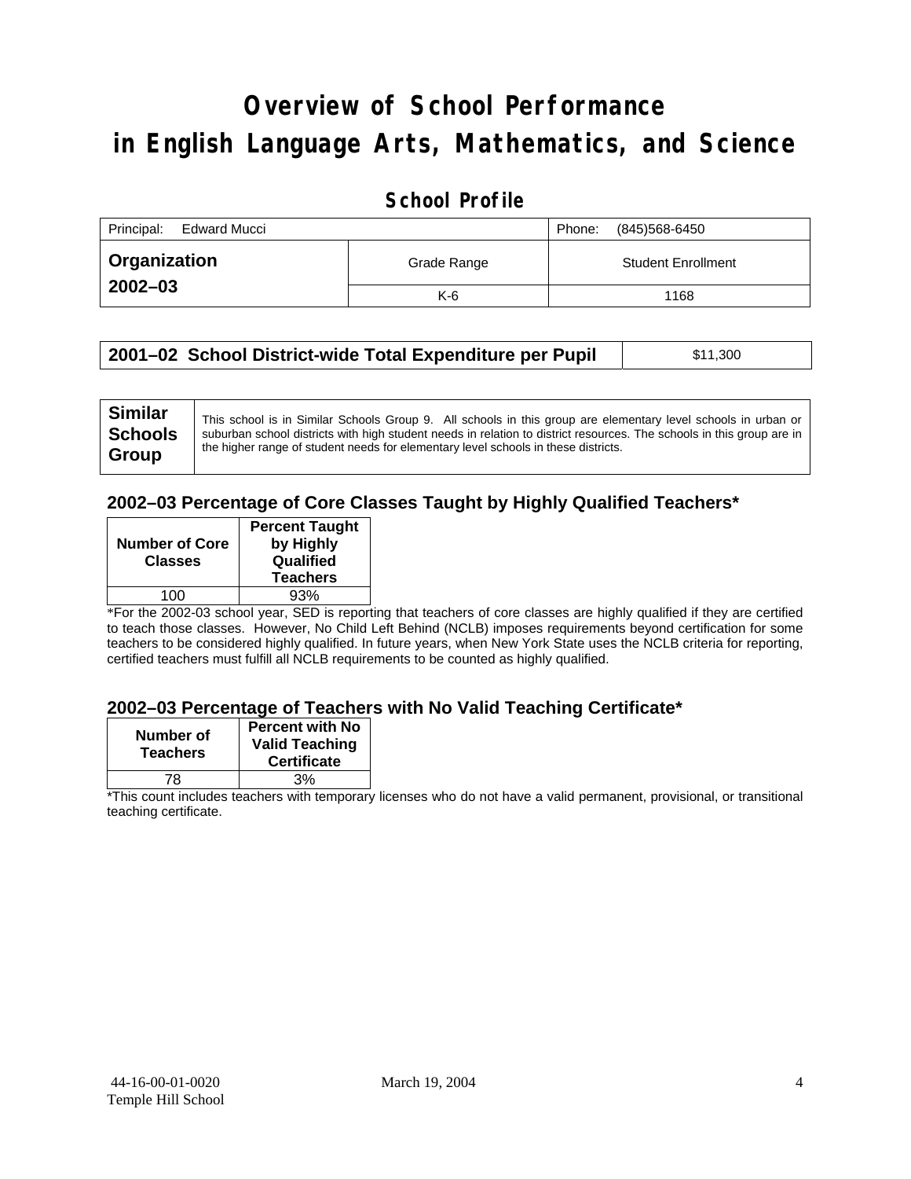# Overview of School Performance in English Language Arts, Mathematics, and Science

## School Profile

| Principal: Edward Mucci | | Phone: (845)568-6450 |
|---|---|---|
| **Organization 2002–03** | Grade Range | Student Enrollment |
| | K-6 | 1168 |

| **2001–02 School District-wide Total Expenditure per Pupil** | $11,300 |
|---|---|

| **Similar Schools Group** | This school is in Similar Schools Group 9. All schools in this group are elementary level schools in urban or suburban school districts with high student needs in relation to district resources. The schools in this group are in the higher range of student needs for elementary level schools in these districts. |
|---|---|

### 2002–03 Percentage of Core Classes Taught by Highly Qualified Teachers*

| Number of Core Classes | Percent Taught by Highly Qualified Teachers |
|---|---|
| 100 | 93% |

*For the 2002-03 school year, SED is reporting that teachers of core classes are highly qualified if they are certified to teach those classes. However, No Child Left Behind (NCLB) imposes requirements beyond certification for some teachers to be considered highly qualified. In future years, when New York State uses the NCLB criteria for reporting, certified teachers must fulfill all NCLB requirements to be counted as highly qualified.

### 2002–03 Percentage of Teachers with No Valid Teaching Certificate*

| Number of Teachers | Percent with No Valid Teaching Certificate |
|---|---|
| 78 | 3% |

*This count includes teachers with temporary licenses who do not have a valid permanent, provisional, or transitional teaching certificate.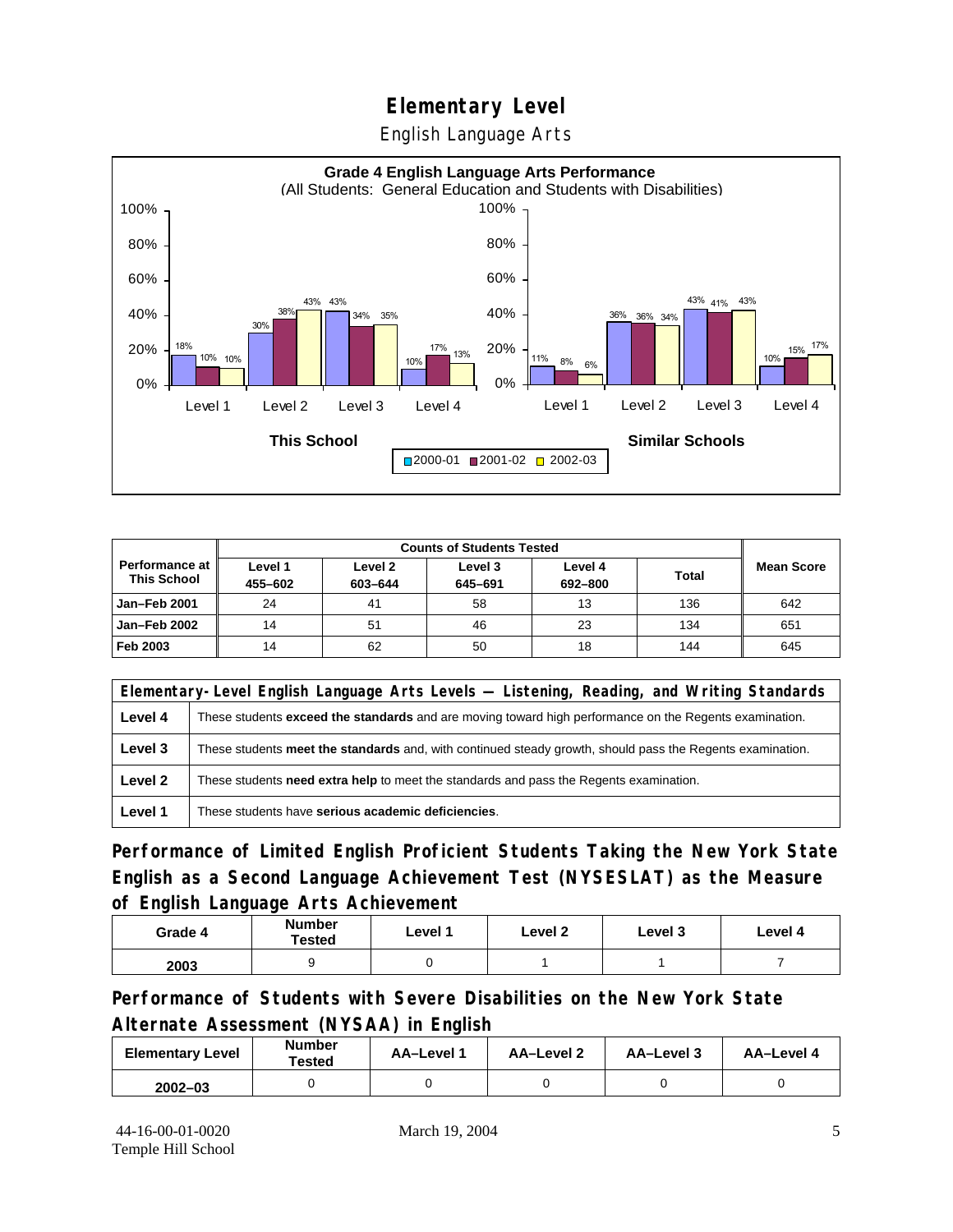# Elementary Level

English Language Arts

**Grade 4 English Language Arts Performance**
(All Students: General Education and Students with Disabilities)

| | Level 1 | Level 2 | Level 3 | Level 4 |
|---|---|---|---|---|
| **This School** 2000-01 | 18% | 30% | 43% | 10% |
| **This School** 2001-02 | 10% | 38% | 34% | 17% |
| **This School** 2002-03 | 10% | 43% | 35% | 13% |
| **Similar Schools** 2000-01 | 11% | 36% | 43% | 10% |
| **Similar Schools** 2001-02 | 8% | 36% | 41% | 15% |
| **Similar Schools** 2002-03 | 6% | 34% | 43% | 17% |

| Performance at This School | Counts of Students Tested | | | | | Mean Score |
|---|---|---|---|---|---|---|
| | Level 1 455–602 | Level 2 603–644 | Level 3 645–691 | Level 4 692–800 | Total | |
| **Jan–Feb 2001** | 24 | 41 | 58 | 13 | 136 | 642 |
| **Jan–Feb 2002** | 14 | 51 | 46 | 23 | 134 | 651 |
| **Feb 2003** | 14 | 62 | 50 | 18 | 144 | 645 |

| Elementary-Level English Language Arts Levels — Listening, Reading, and Writing Standards | |
|---|---|
| **Level 4** | These students **exceed the standards** and are moving toward high performance on the Regents examination. |
| **Level 3** | These students **meet the standards** and, with continued steady growth, should pass the Regents examination. |
| **Level 2** | These students **need extra help** to meet the standards and pass the Regents examination. |
| **Level 1** | These students have **serious academic deficiencies**. |

## Performance of Limited English Proficient Students Taking the New York State English as a Second Language Achievement Test (NYSESLAT) as the Measure of English Language Arts Achievement

| Grade 4 | Number Tested | Level 1 | Level 2 | Level 3 | Level 4 |
|---|---|---|---|---|---|
| 2003 | 9 | 0 | 1 | 1 | 7 |

## Performance of Students with Severe Disabilities on the New York State Alternate Assessment (NYSAA) in English

| Elementary Level | Number Tested | AA–Level 1 | AA–Level 2 | AA–Level 3 | AA–Level 4 |
|---|---|---|---|---|---|
| 2002–03 | 0 | 0 | 0 | 0 | 0 |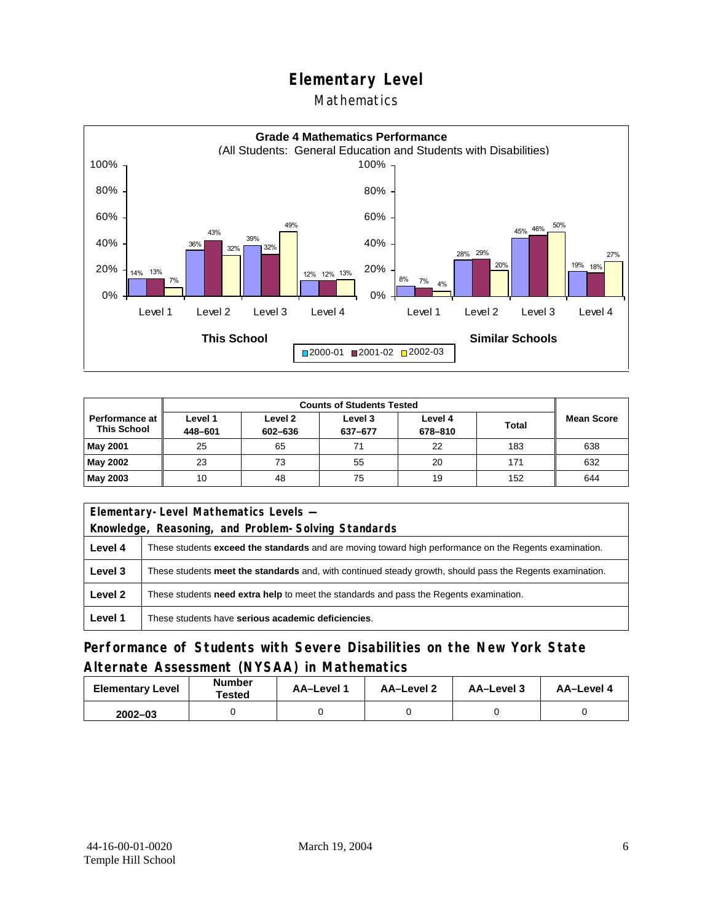# Elementary Level

## Mathematics

**Grade 4 Mathematics Performance**
(All Students: General Education and Students with Disabilities)

| | This School 2000-01 | This School 2001-02 | This School 2002-03 | Similar Schools 2000-01 | Similar Schools 2001-02 | Similar Schools 2002-03 |
|---|---|---|---|---|---|---|
| Level 1 | 14% | 13% | 7% | 8% | 7% | 4% |
| Level 2 | 36% | 43% | 32% | 28% | 29% | 20% |
| Level 3 | 39% | 32% | 49% | 45% | 46% | 50% |
| Level 4 | 12% | 12% | 13% | 19% | 18% | 27% |

| Performance at This School | Counts of Students Tested | | | | | Mean Score |
|---|---|---|---|---|---|---|
| | Level 1 448–601 | Level 2 602–636 | Level 3 637–677 | Level 4 678–810 | Total | |
| May 2001 | 25 | 65 | 71 | 22 | 183 | 638 |
| May 2002 | 23 | 73 | 55 | 20 | 171 | 632 |
| May 2003 | 10 | 48 | 75 | 19 | 152 | 644 |

| Elementary-Level Mathematics Levels — Knowledge, Reasoning, and Problem-Solving Standards | |
|---|---|
| Level 4 | These students **exceed the standards** and are moving toward high performance on the Regents examination. |
| Level 3 | These students **meet the standards** and, with continued steady growth, should pass the Regents examination. |
| Level 2 | These students **need extra help** to meet the standards and pass the Regents examination. |
| Level 1 | These students have **serious academic deficiencies**. |

## Performance of Students with Severe Disabilities on the New York State Alternate Assessment (NYSAA) in Mathematics

| Elementary Level | Number Tested | AA–Level 1 | AA–Level 2 | AA–Level 3 | AA–Level 4 |
|---|---|---|---|---|---|
| 2002–03 | 0 | 0 | 0 | 0 | 0 |

44-16-00-01-0020
Temple Hill School

March 19, 2004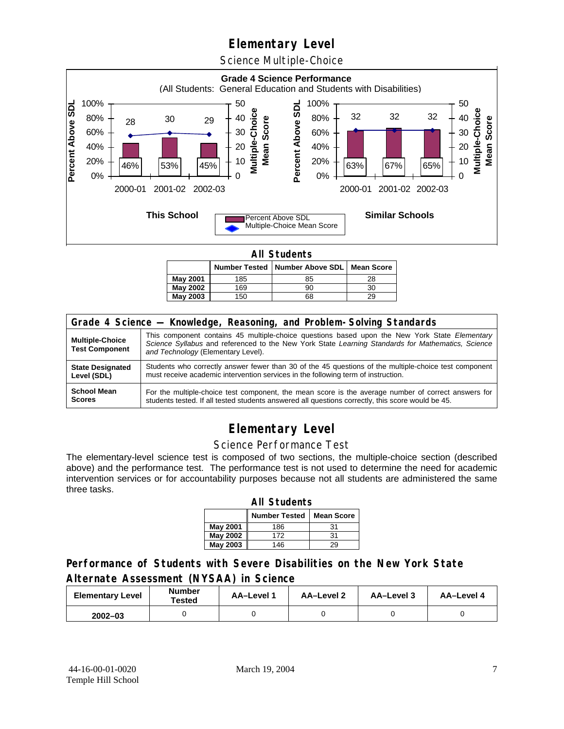# Elementary Level

## Science Multiple-Choice

**Grade 4 Science Performance**
(All Students: General Education and Students with Disabilities)

**This School**

| | 2000-01 | 2001-02 | 2002-03 |
|---|---|---|---|
| Percent Above SDL | 46% | 53% | 45% |
| Multiple-Choice Mean Score | 28 | 30 | 29 |

**Similar Schools**

| | 2000-01 | 2001-02 | 2002-03 |
|---|---|---|---|
| Percent Above SDL | 63% | 67% | 65% |
| Multiple-Choice Mean Score | 32 | 32 | 32 |

**All Students**

| | Number Tested | Number Above SDL | Mean Score |
|---|---|---|---|
| **May 2001** | 185 | 85 | 28 |
| **May 2002** | 169 | 90 | 30 |
| **May 2003** | 150 | 68 | 29 |

| Grade 4 Science — Knowledge, Reasoning, and Problem-Solving Standards | |
|---|---|
| **Multiple-Choice Test Component** | This component contains 45 multiple-choice questions based upon the New York State *Elementary Science Syllabus* and referenced to the New York State *Learning Standards for Mathematics, Science and Technology* (Elementary Level). |
| **State Designated Level (SDL)** | Students who correctly answer fewer than 30 of the 45 questions of the multiple-choice test component must receive academic intervention services in the following term of instruction. |
| **School Mean Scores** | For the multiple-choice test component, the mean score is the average number of correct answers for students tested. If all tested students answered all questions correctly, this score would be 45. |

# Elementary Level

## Science Performance Test

The elementary-level science test is composed of two sections, the multiple-choice section (described above) and the performance test. The performance test is not used to determine the need for academic intervention services or for accountability purposes because not all students are administered the same three tasks.

**All Students**

| | Number Tested | Mean Score |
|---|---|---|
| **May 2001** | 186 | 31 |
| **May 2002** | 172 | 31 |
| **May 2003** | 146 | 29 |

## Performance of Students with Severe Disabilities on the New York State Alternate Assessment (NYSAA) in Science

| Elementary Level | Number Tested | AA–Level 1 | AA–Level 2 | AA–Level 3 | AA–Level 4 |
|---|---|---|---|---|---|
| **2002–03** | 0 | 0 | 0 | 0 | 0 |

44-16-00-01-0020
Temple Hill School

March 19, 2004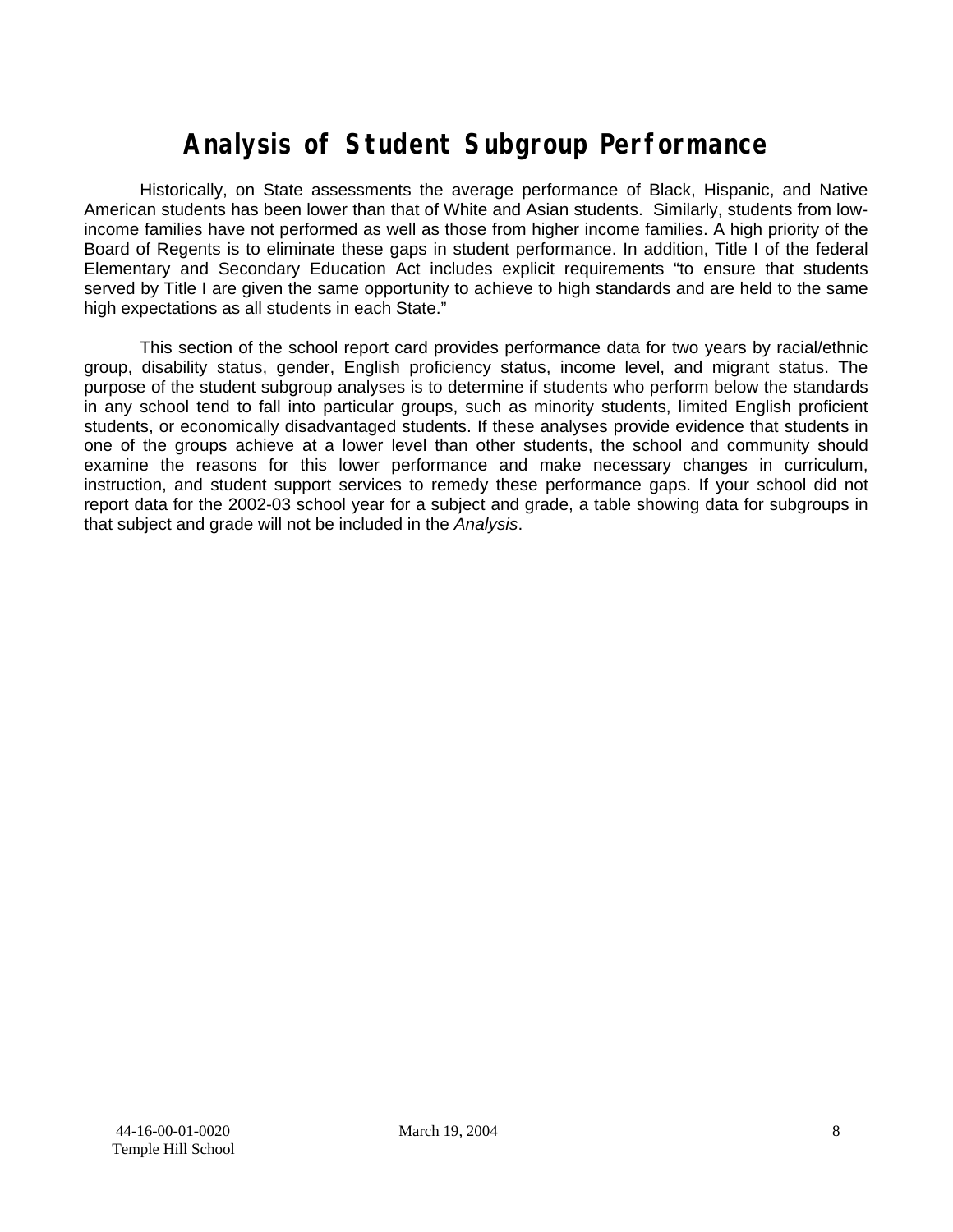# Analysis of Student Subgroup Performance

Historically, on State assessments the average performance of Black, Hispanic, and Native American students has been lower than that of White and Asian students. Similarly, students from low-income families have not performed as well as those from higher income families. A high priority of the Board of Regents is to eliminate these gaps in student performance. In addition, Title I of the federal Elementary and Secondary Education Act includes explicit requirements "to ensure that students served by Title I are given the same opportunity to achieve to high standards and are held to the same high expectations as all students in each State."

This section of the school report card provides performance data for two years by racial/ethnic group, disability status, gender, English proficiency status, income level, and migrant status. The purpose of the student subgroup analyses is to determine if students who perform below the standards in any school tend to fall into particular groups, such as minority students, limited English proficient students, or economically disadvantaged students. If these analyses provide evidence that students in one of the groups achieve at a lower level than other students, the school and community should examine the reasons for this lower performance and make necessary changes in curriculum, instruction, and student support services to remedy these performance gaps. If your school did not report data for the 2002-03 school year for a subject and grade, a table showing data for subgroups in that subject and grade will not be included in the *Analysis*.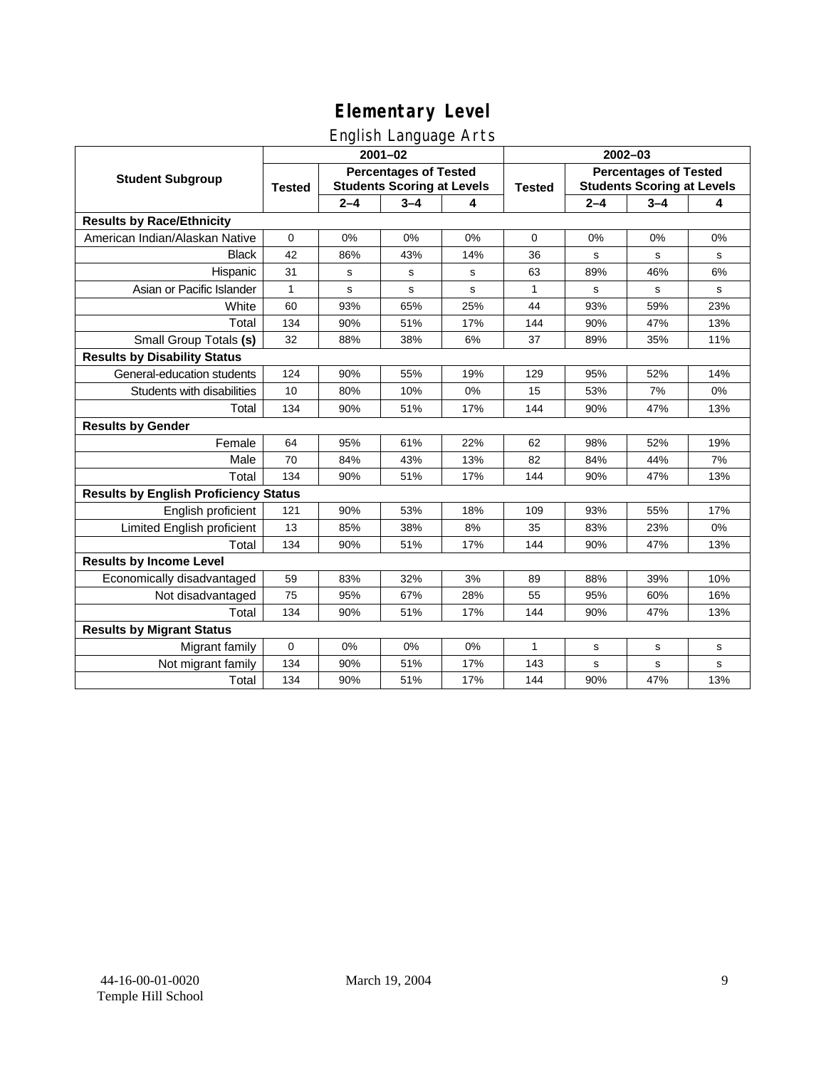# Elementary Level

## English Language Arts

| Student Subgroup | 2001–02 | | | | 2002–03 | | | |
|---|---|---|---|---|---|---|---|---|
| | Tested | Percentages of Tested Students Scoring at Levels | | | Tested | Percentages of Tested Students Scoring at Levels | | |
| | | 2–4 | 3–4 | 4 | | 2–4 | 3–4 | 4 |
| **Results by Race/Ethnicity** | | | | | | | | |
| American Indian/Alaskan Native | 0 | 0% | 0% | 0% | 0 | 0% | 0% | 0% |
| Black | 42 | 86% | 43% | 14% | 36 | s | s | s |
| Hispanic | 31 | s | s | s | 63 | 89% | 46% | 6% |
| Asian or Pacific Islander | 1 | s | s | s | 1 | s | s | s |
| White | 60 | 93% | 65% | 25% | 44 | 93% | 59% | 23% |
| Total | 134 | 90% | 51% | 17% | 144 | 90% | 47% | 13% |
| Small Group Totals **(s)** | 32 | 88% | 38% | 6% | 37 | 89% | 35% | 11% |
| **Results by Disability Status** | | | | | | | | |
| General-education students | 124 | 90% | 55% | 19% | 129 | 95% | 52% | 14% |
| Students with disabilities | 10 | 80% | 10% | 0% | 15 | 53% | 7% | 0% |
| Total | 134 | 90% | 51% | 17% | 144 | 90% | 47% | 13% |
| **Results by Gender** | | | | | | | | |
| Female | 64 | 95% | 61% | 22% | 62 | 98% | 52% | 19% |
| Male | 70 | 84% | 43% | 13% | 82 | 84% | 44% | 7% |
| Total | 134 | 90% | 51% | 17% | 144 | 90% | 47% | 13% |
| **Results by English Proficiency Status** | | | | | | | | |
| English proficient | 121 | 90% | 53% | 18% | 109 | 93% | 55% | 17% |
| Limited English proficient | 13 | 85% | 38% | 8% | 35 | 83% | 23% | 0% |
| Total | 134 | 90% | 51% | 17% | 144 | 90% | 47% | 13% |
| **Results by Income Level** | | | | | | | | |
| Economically disadvantaged | 59 | 83% | 32% | 3% | 89 | 88% | 39% | 10% |
| Not disadvantaged | 75 | 95% | 67% | 28% | 55 | 95% | 60% | 16% |
| Total | 134 | 90% | 51% | 17% | 144 | 90% | 47% | 13% |
| **Results by Migrant Status** | | | | | | | | |
| Migrant family | 0 | 0% | 0% | 0% | 1 | s | s | s |
| Not migrant family | 134 | 90% | 51% | 17% | 143 | s | s | s |
| Total | 134 | 90% | 51% | 17% | 144 | 90% | 47% | 13% |

44-16-00-01-0020
Temple Hill School

March 19, 2004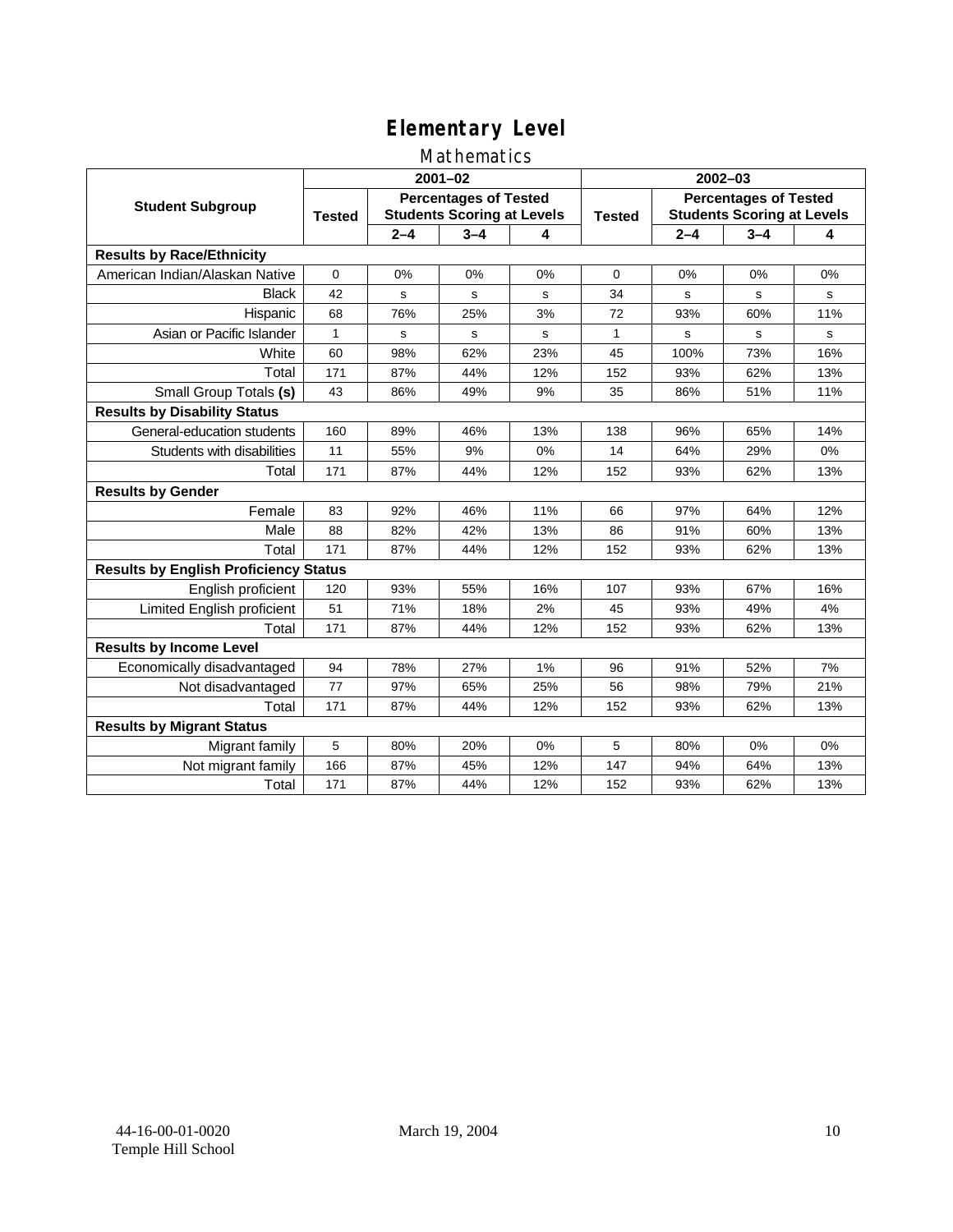# Elementary Level

## Mathematics

| Student Subgroup | 2001–02 | | | | 2002–03 | | | |
|---|---|---|---|---|---|---|---|---|
| | Tested | Percentages of Tested Students Scoring at Levels | | | Tested | Percentages of Tested Students Scoring at Levels | | |
| | | 2–4 | 3–4 | 4 | | 2–4 | 3–4 | 4 |
| **Results by Race/Ethnicity** | | | | | | | | |
| American Indian/Alaskan Native | 0 | 0% | 0% | 0% | 0 | 0% | 0% | 0% |
| Black | 42 | s | s | s | 34 | s | s | s |
| Hispanic | 68 | 76% | 25% | 3% | 72 | 93% | 60% | 11% |
| Asian or Pacific Islander | 1 | s | s | s | 1 | s | s | s |
| White | 60 | 98% | 62% | 23% | 45 | 100% | 73% | 16% |
| Total | 171 | 87% | 44% | 12% | 152 | 93% | 62% | 13% |
| Small Group Totals **(s)** | 43 | 86% | 49% | 9% | 35 | 86% | 51% | 11% |
| **Results by Disability Status** | | | | | | | | |
| General-education students | 160 | 89% | 46% | 13% | 138 | 96% | 65% | 14% |
| Students with disabilities | 11 | 55% | 9% | 0% | 14 | 64% | 29% | 0% |
| Total | 171 | 87% | 44% | 12% | 152 | 93% | 62% | 13% |
| **Results by Gender** | | | | | | | | |
| Female | 83 | 92% | 46% | 11% | 66 | 97% | 64% | 12% |
| Male | 88 | 82% | 42% | 13% | 86 | 91% | 60% | 13% |
| Total | 171 | 87% | 44% | 12% | 152 | 93% | 62% | 13% |
| **Results by English Proficiency Status** | | | | | | | | |
| English proficient | 120 | 93% | 55% | 16% | 107 | 93% | 67% | 16% |
| Limited English proficient | 51 | 71% | 18% | 2% | 45 | 93% | 49% | 4% |
| Total | 171 | 87% | 44% | 12% | 152 | 93% | 62% | 13% |
| **Results by Income Level** | | | | | | | | |
| Economically disadvantaged | 94 | 78% | 27% | 1% | 96 | 91% | 52% | 7% |
| Not disadvantaged | 77 | 97% | 65% | 25% | 56 | 98% | 79% | 21% |
| Total | 171 | 87% | 44% | 12% | 152 | 93% | 62% | 13% |
| **Results by Migrant Status** | | | | | | | | |
| Migrant family | 5 | 80% | 20% | 0% | 5 | 80% | 0% | 0% |
| Not migrant family | 166 | 87% | 45% | 12% | 147 | 94% | 64% | 13% |
| Total | 171 | 87% | 44% | 12% | 152 | 93% | 62% | 13% |

44-16-00-01-0020
Temple Hill School

March 19, 2004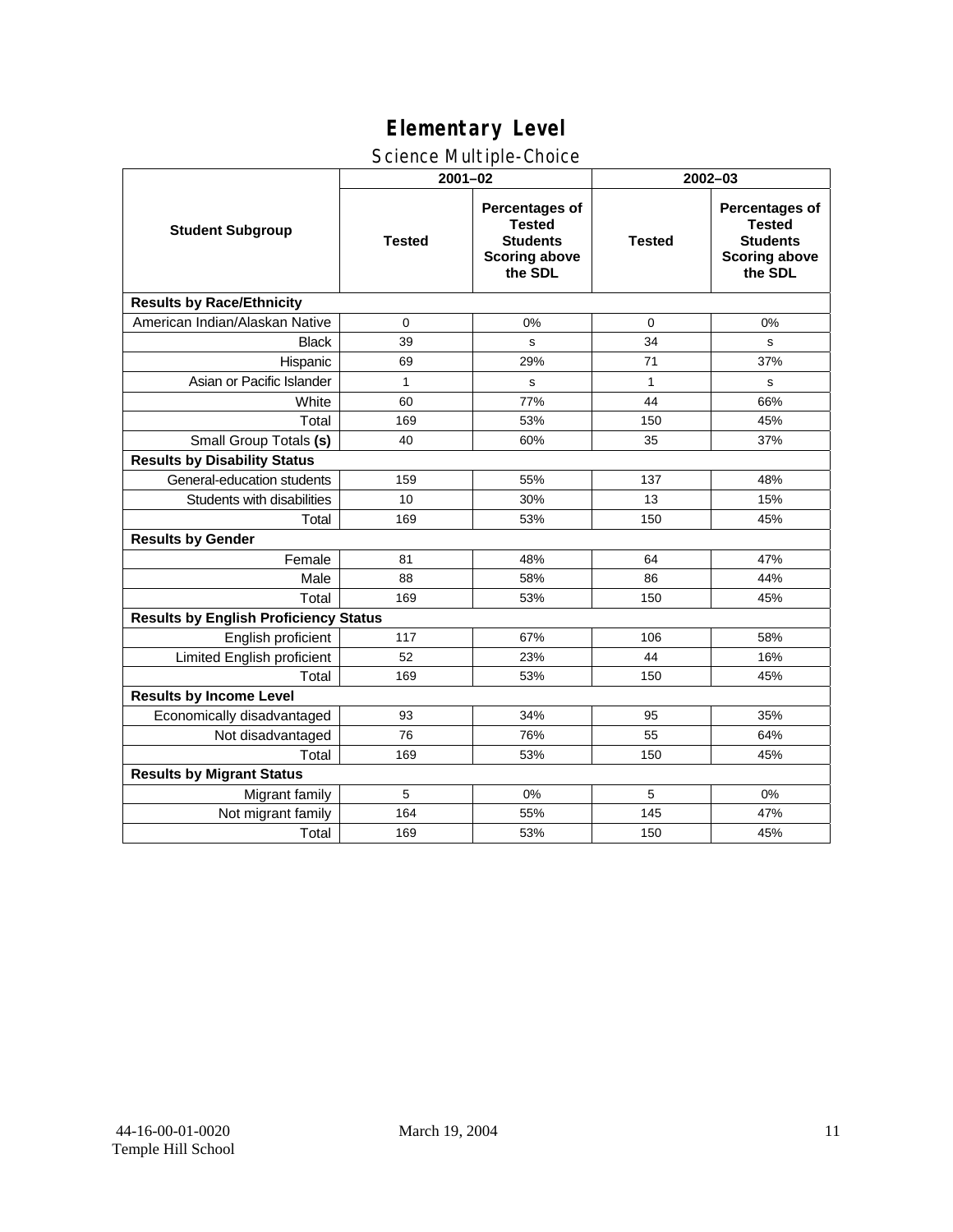# Elementary Level

## Science Multiple-Choice

| Student Subgroup | 2001–02 | | 2002–03 | |
|---|---|---|---|---|
| | Tested | Percentages of Tested Students Scoring above the SDL | Tested | Percentages of Tested Students Scoring above the SDL |
| **Results by Race/Ethnicity** | | | | |
| American Indian/Alaskan Native | 0 | 0% | 0 | 0% |
| Black | 39 | s | 34 | s |
| Hispanic | 69 | 29% | 71 | 37% |
| Asian or Pacific Islander | 1 | s | 1 | s |
| White | 60 | 77% | 44 | 66% |
| Total | 169 | 53% | 150 | 45% |
| Small Group Totals **(s)** | 40 | 60% | 35 | 37% |
| **Results by Disability Status** | | | | |
| General-education students | 159 | 55% | 137 | 48% |
| Students with disabilities | 10 | 30% | 13 | 15% |
| Total | 169 | 53% | 150 | 45% |
| **Results by Gender** | | | | |
| Female | 81 | 48% | 64 | 47% |
| Male | 88 | 58% | 86 | 44% |
| Total | 169 | 53% | 150 | 45% |
| **Results by English Proficiency Status** | | | | |
| English proficient | 117 | 67% | 106 | 58% |
| Limited English proficient | 52 | 23% | 44 | 16% |
| Total | 169 | 53% | 150 | 45% |
| **Results by Income Level** | | | | |
| Economically disadvantaged | 93 | 34% | 95 | 35% |
| Not disadvantaged | 76 | 76% | 55 | 64% |
| Total | 169 | 53% | 150 | 45% |
| **Results by Migrant Status** | | | | |
| Migrant family | 5 | 0% | 5 | 0% |
| Not migrant family | 164 | 55% | 145 | 47% |
| Total | 169 | 53% | 150 | 45% |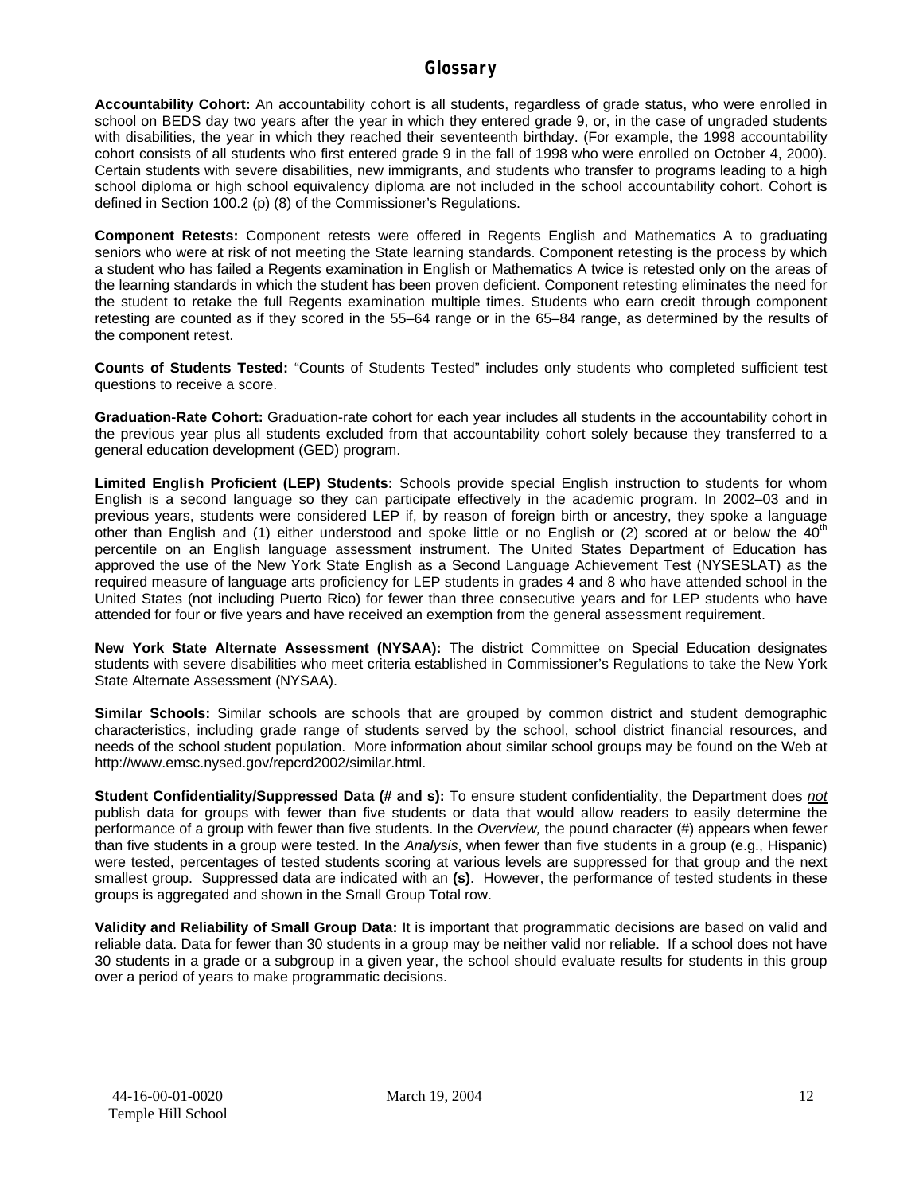## Glossary

**Accountability Cohort:** An accountability cohort is all students, regardless of grade status, who were enrolled in school on BEDS day two years after the year in which they entered grade 9, or, in the case of ungraded students with disabilities, the year in which they reached their seventeenth birthday. (For example, the 1998 accountability cohort consists of all students who first entered grade 9 in the fall of 1998 who were enrolled on October 4, 2000). Certain students with severe disabilities, new immigrants, and students who transfer to programs leading to a high school diploma or high school equivalency diploma are not included in the school accountability cohort. Cohort is defined in Section 100.2 (p) (8) of the Commissioner's Regulations.

**Component Retests:** Component retests were offered in Regents English and Mathematics A to graduating seniors who were at risk of not meeting the State learning standards. Component retesting is the process by which a student who has failed a Regents examination in English or Mathematics A twice is retested only on the areas of the learning standards in which the student has been proven deficient. Component retesting eliminates the need for the student to retake the full Regents examination multiple times. Students who earn credit through component retesting are counted as if they scored in the 55–64 range or in the 65–84 range, as determined by the results of the component retest.

**Counts of Students Tested:** "Counts of Students Tested" includes only students who completed sufficient test questions to receive a score.

**Graduation-Rate Cohort:** Graduation-rate cohort for each year includes all students in the accountability cohort in the previous year plus all students excluded from that accountability cohort solely because they transferred to a general education development (GED) program.

**Limited English Proficient (LEP) Students:** Schools provide special English instruction to students for whom English is a second language so they can participate effectively in the academic program. In 2002–03 and in previous years, students were considered LEP if, by reason of foreign birth or ancestry, they spoke a language other than English and (1) either understood and spoke little or no English or (2) scored at or below the 40th percentile on an English language assessment instrument. The United States Department of Education has approved the use of the New York State English as a Second Language Achievement Test (NYSESLAT) as the required measure of language arts proficiency for LEP students in grades 4 and 8 who have attended school in the United States (not including Puerto Rico) for fewer than three consecutive years and for LEP students who have attended for four or five years and have received an exemption from the general assessment requirement.

**New York State Alternate Assessment (NYSAA):** The district Committee on Special Education designates students with severe disabilities who meet criteria established in Commissioner's Regulations to take the New York State Alternate Assessment (NYSAA).

**Similar Schools:** Similar schools are schools that are grouped by common district and student demographic characteristics, including grade range of students served by the school, school district financial resources, and needs of the school student population. More information about similar school groups may be found on the Web at http://www.emsc.nysed.gov/repcrd2002/similar.html.

**Student Confidentiality/Suppressed Data (# and s):** To ensure student confidentiality, the Department does *not* publish data for groups with fewer than five students or data that would allow readers to easily determine the performance of a group with fewer than five students. In the *Overview,* the pound character (#) appears when fewer than five students in a group were tested. In the *Analysis*, when fewer than five students in a group (e.g., Hispanic) were tested, percentages of tested students scoring at various levels are suppressed for that group and the next smallest group. Suppressed data are indicated with an **(s)**. However, the performance of tested students in these groups is aggregated and shown in the Small Group Total row.

**Validity and Reliability of Small Group Data:** It is important that programmatic decisions are based on valid and reliable data. Data for fewer than 30 students in a group may be neither valid nor reliable. If a school does not have 30 students in a grade or a subgroup in a given year, the school should evaluate results for students in this group over a period of years to make programmatic decisions.